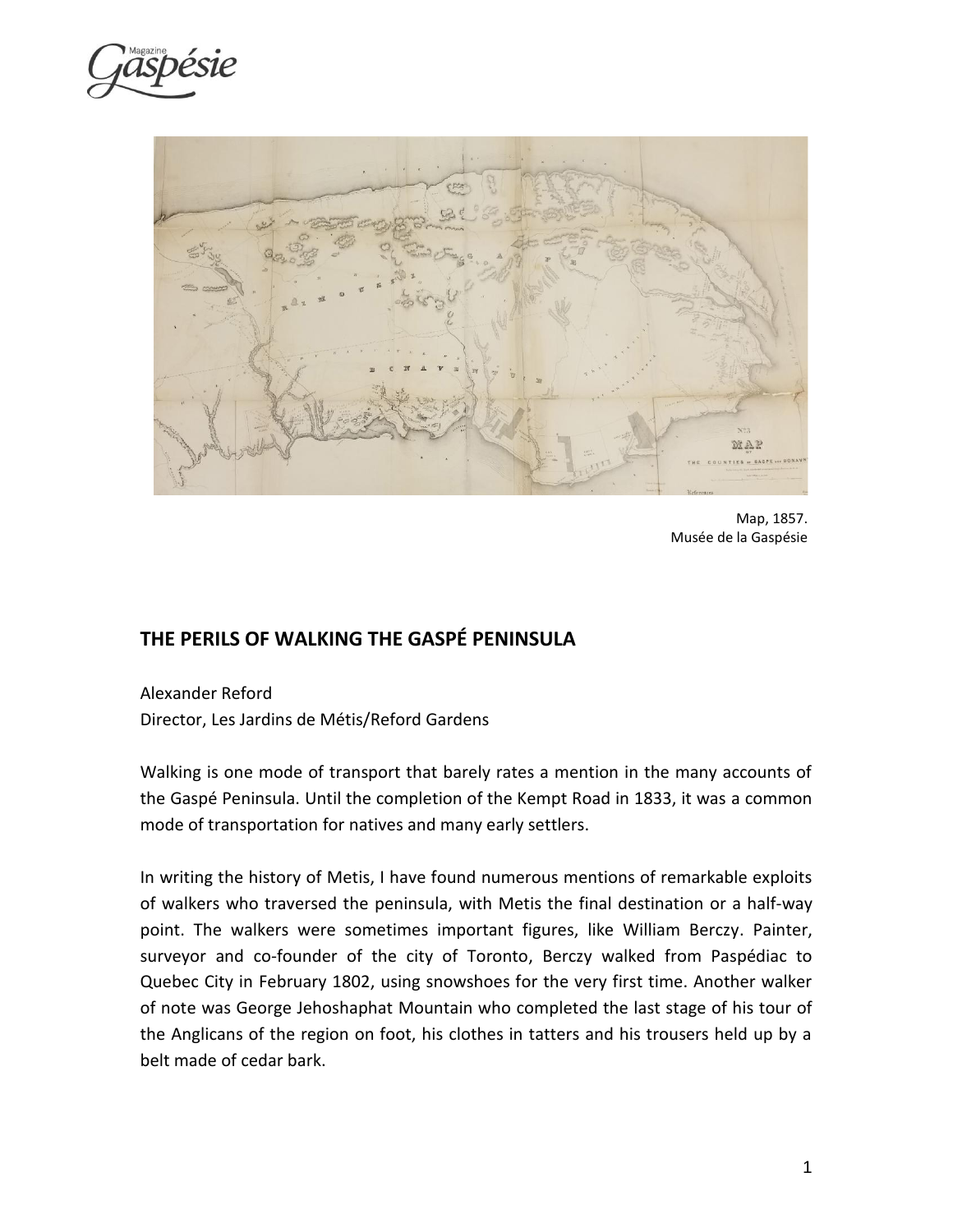Map, 1857.
Musée de la Gaspésie

## THE PERILS OF WALKING THE GASPÉ PENINSULA

Alexander Reford
Director, Les Jardins de Métis/Reford Gardens

Walking is one mode of transport that barely rates a mention in the many accounts of the Gaspé Peninsula. Until the completion of the Kempt Road in 1833, it was a common mode of transportation for natives and many early settlers.

In writing the history of Metis, I have found numerous mentions of remarkable exploits of walkers who traversed the peninsula, with Metis the final destination or a half-way point. The walkers were sometimes important figures, like William Berczy. Painter, surveyor and co-founder of the city of Toronto, Berczy walked from Paspédiac to Quebec City in February 1802, using snowshoes for the very first time. Another walker of note was George Jehoshaphat Mountain who completed the last stage of his tour of the Anglicans of the region on foot, his clothes in tatters and his trousers held up by a belt made of cedar bark.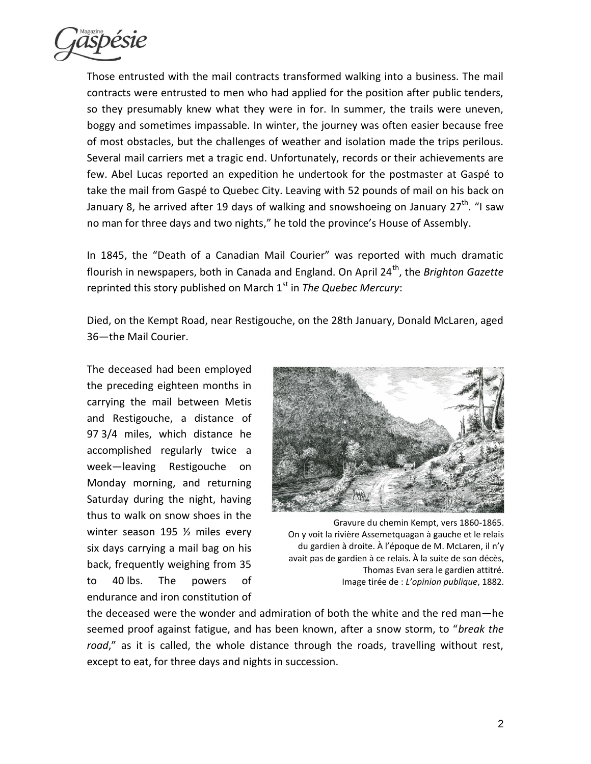Those entrusted with the mail contracts transformed walking into a business. The mail contracts were entrusted to men who had applied for the position after public tenders, so they presumably knew what they were in for. In summer, the trails were uneven, boggy and sometimes impassable. In winter, the journey was often easier because free of most obstacles, but the challenges of weather and isolation made the trips perilous. Several mail carriers met a tragic end. Unfortunately, records or their achievements are few. Abel Lucas reported an expedition he undertook for the postmaster at Gaspé to take the mail from Gaspé to Quebec City. Leaving with 52 pounds of mail on his back on January 8, he arrived after 19 days of walking and snowshoeing on January 27th. "I saw no man for three days and two nights," he told the province's House of Assembly.

In 1845, the "Death of a Canadian Mail Courier" was reported with much dramatic flourish in newspapers, both in Canada and England. On April 24th, the *Brighton Gazette* reprinted this story published on March 1st in *The Quebec Mercury*:

Died, on the Kempt Road, near Restigouche, on the 28th January, Donald McLaren, aged 36—the Mail Courier.

The deceased had been employed the preceding eighteen months in carrying the mail between Metis and Restigouche, a distance of 97 3/4 miles, which distance he accomplished regularly twice a week—leaving Restigouche on Monday morning, and returning Saturday during the night, having thus to walk on snow shoes in the winter season 195 ½ miles every six days carrying a mail bag on his back, frequently weighing from 35 to 40 lbs. The powers of endurance and iron constitution of the deceased were the wonder and admiration of both the white and the red man—he seemed proof against fatigue, and has been known, after a snow storm, to "*break the road*," as it is called, the whole distance through the roads, travelling without rest, except to eat, for three days and nights in succession.

Gravure du chemin Kempt, vers 1860-1865. On y voit la rivière Assemetquagan à gauche et le relais du gardien à droite. À l'époque de M. McLaren, il n'y avait pas de gardien à ce relais. À la suite de son décès, Thomas Evan sera le gardien attitré. Image tirée de : *L'opinion publique*, 1882.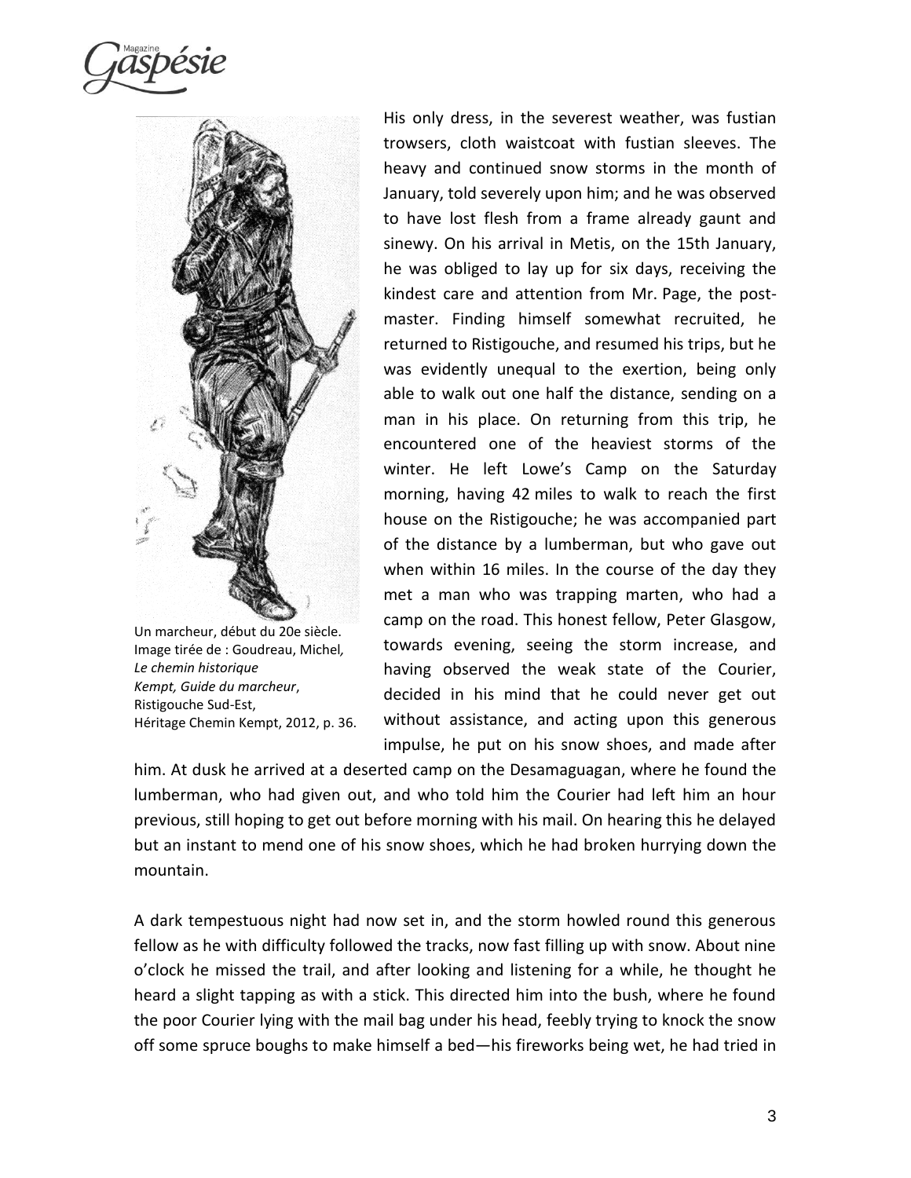Un marcheur, début du 20e siècle. Image tirée de : Goudreau, Michel, *Le chemin historique Kempt, Guide du marcheur*, Ristigouche Sud-Est, Héritage Chemin Kempt, 2012, p. 36.

His only dress, in the severest weather, was fustian trowsers, cloth waistcoat with fustian sleeves. The heavy and continued snow storms in the month of January, told severely upon him; and he was observed to have lost flesh from a frame already gaunt and sinewy. On his arrival in Metis, on the 15th January, he was obliged to lay up for six days, receiving the kindest care and attention from Mr. Page, the post-master. Finding himself somewhat recruited, he returned to Ristigouche, and resumed his trips, but he was evidently unequal to the exertion, being only able to walk out one half the distance, sending on a man in his place. On returning from this trip, he encountered one of the heaviest storms of the winter. He left Lowe's Camp on the Saturday morning, having 42 miles to walk to reach the first house on the Ristigouche; he was accompanied part of the distance by a lumberman, but who gave out when within 16 miles. In the course of the day they met a man who was trapping marten, who had a camp on the road. This honest fellow, Peter Glasgow, towards evening, seeing the storm increase, and having observed the weak state of the Courier, decided in his mind that he could never get out without assistance, and acting upon this generous impulse, he put on his snow shoes, and made after him. At dusk he arrived at a deserted camp on the Desamaguagan, where he found the lumberman, who had given out, and who told him the Courier had left him an hour previous, still hoping to get out before morning with his mail. On hearing this he delayed but an instant to mend one of his snow shoes, which he had broken hurrying down the mountain.

A dark tempestuous night had now set in, and the storm howled round this generous fellow as he with difficulty followed the tracks, now fast filling up with snow. About nine o'clock he missed the trail, and after looking and listening for a while, he thought he heard a slight tapping as with a stick. This directed him into the bush, where he found the poor Courier lying with the mail bag under his head, feebly trying to knock the snow off some spruce boughs to make himself a bed—his fireworks being wet, he had tried in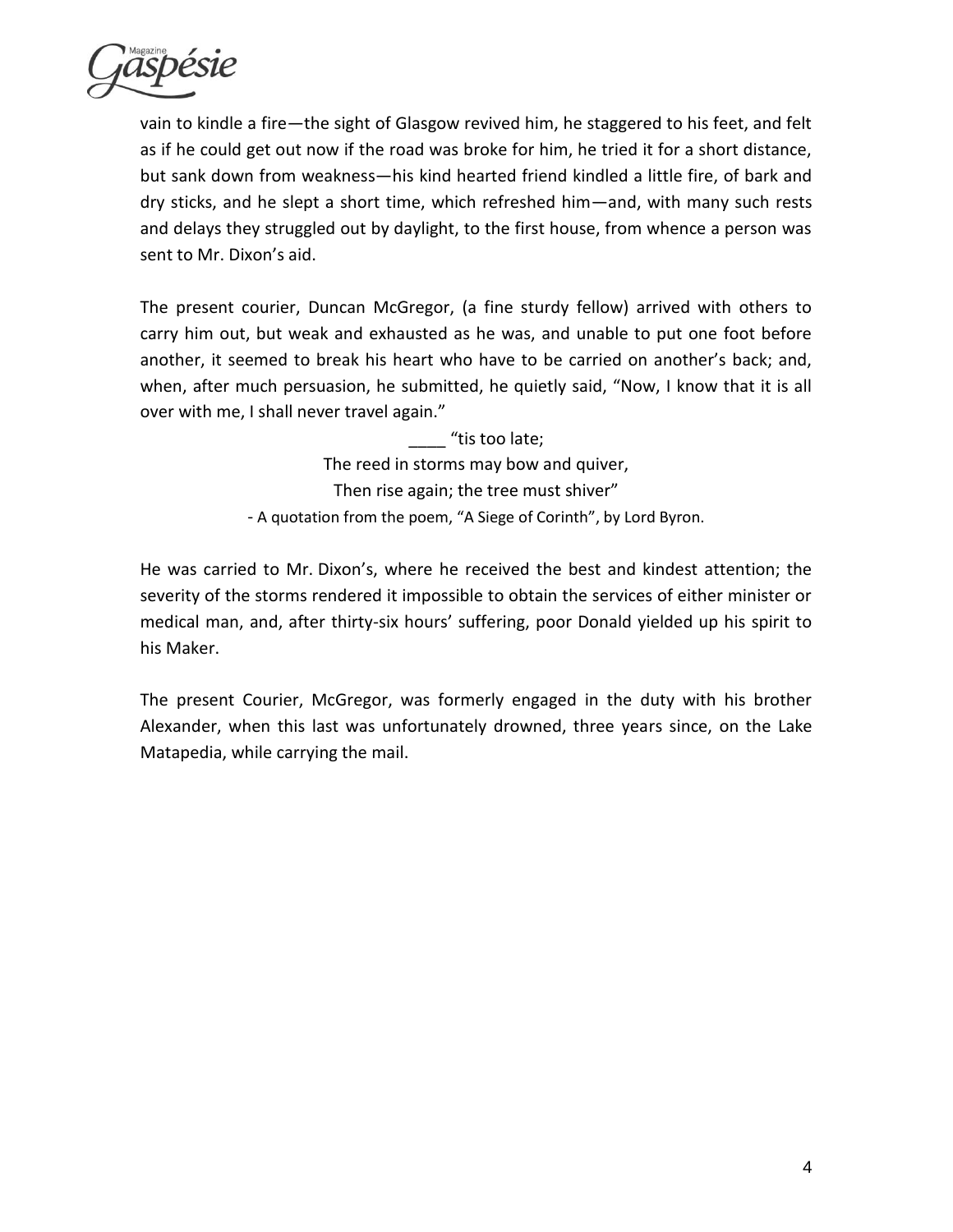vain to kindle a fire—the sight of Glasgow revived him, he staggered to his feet, and felt as if he could get out now if the road was broke for him, he tried it for a short distance, but sank down from weakness—his kind hearted friend kindled a little fire, of bark and dry sticks, and he slept a short time, which refreshed him—and, with many such rests and delays they struggled out by daylight, to the first house, from whence a person was sent to Mr. Dixon's aid.

The present courier, Duncan McGregor, (a fine sturdy fellow) arrived with others to carry him out, but weak and exhausted as he was, and unable to put one foot before another, it seemed to break his heart who have to be carried on another's back; and, when, after much persuasion, he submitted, he quietly said, "Now, I know that it is all over with me, I shall never travel again."

> ____ "tis too late;
> The reed in storms may bow and quiver,
> Then rise again; the tree must shiver"
> - A quotation from the poem, "A Siege of Corinth", by Lord Byron.

He was carried to Mr. Dixon's, where he received the best and kindest attention; the severity of the storms rendered it impossible to obtain the services of either minister or medical man, and, after thirty-six hours' suffering, poor Donald yielded up his spirit to his Maker.

The present Courier, McGregor, was formerly engaged in the duty with his brother Alexander, when this last was unfortunately drowned, three years since, on the Lake Matapedia, while carrying the mail.